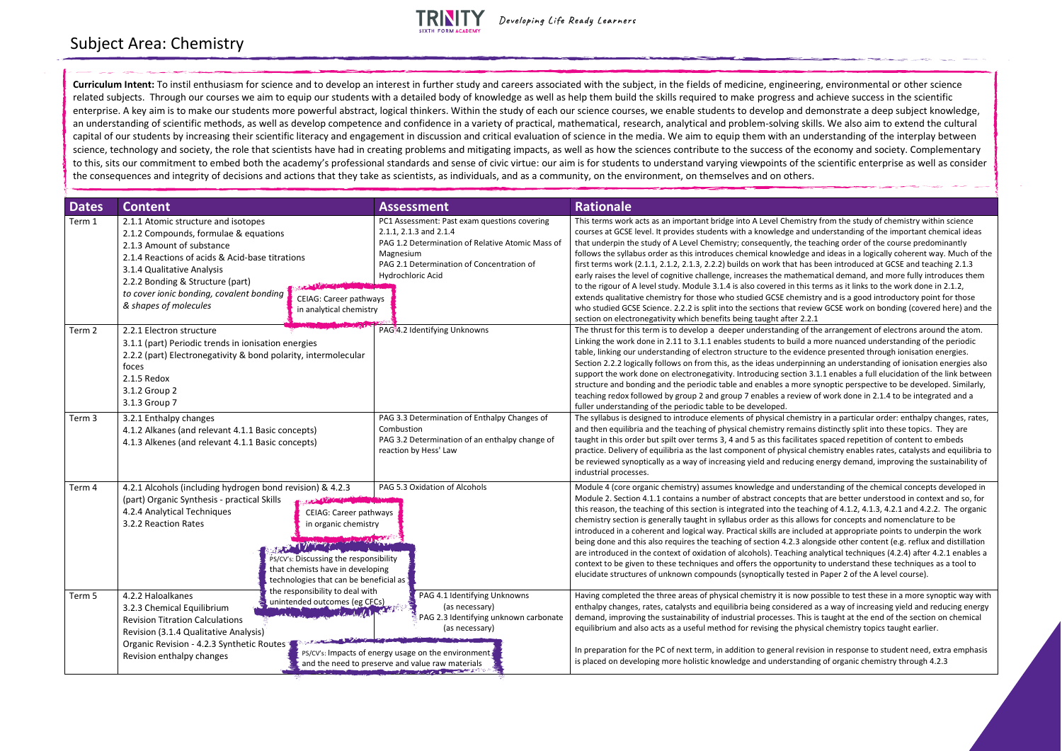# Subject Area: Chemistry

**Curriculum Intent:** To instil enthusiasm for science and to develop an interest in further study and careers associated with the subject, in the fields of medicine, engineering, environmental or other science related subjects. Through our courses we aim to equip our students with a detailed body of knowledge as well as help them build the skills required to make progress and achieve success in the scientific enterprise. A key aim is to make our students more powerful abstract, logical thinkers. Within the study of each our science courses, we enable students to develop and demonstrate a deep subject knowledge, an understanding of scientific methods, as well as develop competence and confidence in a variety of practical, mathematical, research, analytical and problem-solving skills. We also aim to extend the cultural capital of our students by increasing their scientific literacy and engagement in discussion and critical evaluation of science in the media. We aim to equip them with an understanding of the interplay between science, technology and society, the role that scientists have had in creating problems and mitigating impacts, as well as how the sciences contribute to the success of the economy and society. Complementary to this, sits our commitment to embed both the academy's professional standards and sense of civic virtue: our aim is for students to understand varying viewpoints of the scientific enterprise as well as consider the consequences and integrity of decisions and actions that they take as scientists, as individuals, and as a community, on the environment, on themselves and on others.

| Dates | Content | Assessment | Rationale |
|---|---|---|---|
| Term 1 | 2.1.1 Atomic structure and isotopes<br>2.1.2 Compounds, formulae & equations<br>2.1.3 Amount of substance<br>2.1.4 Reactions of acids & Acid-base titrations<br>3.1.4 Qualitative Analysis<br>2.2.2 Bonding & Structure (part)<br>*to cover ionic bonding, covalent bonding & shapes of molecules*<br>CEIAG: Career pathways in analytical chemistry | PC1 Assessment: Past exam questions covering 2.1.1, 2.1.3 and 2.1.4<br>PAG 1.2 Determination of Relative Atomic Mass of Magnesium<br>PAG 2.1 Determination of Concentration of Hydrochloric Acid | This terms work acts as an important bridge into A Level Chemistry from the study of chemistry within science courses at GCSE level. It provides students with a knowledge and understanding of the important chemical ideas that underpin the study of A Level Chemistry; consequently, the teaching order of the course predominantly follows the syllabus order as this introduces chemical knowledge and ideas in a logically coherent way. Much of the first terms work (2.1.1, 2.1.2, 2.1.3, 2.2.2) builds on work that has been introduced at GCSE and teaching 2.1.3 early raises the level of cognitive challenge, increases the mathematical demand, and more fully introduces them to the rigour of A level study. Module 3.1.4 is also covered in this terms as it links to the work done in 2.1.2, extends qualitative chemistry for those who studied GCSE chemistry and is a good introductory point for those who studied GCSE Science. 2.2.2 is split into the sections that review GCSE work on bonding (covered here) and the section on electronegativity which benefits being taught after 2.2.1 |
| Term 2 | 2.2.1 Electron structure<br>3.1.1 (part) Periodic trends in ionisation energies<br>2.2.2 (part) Electronegativity & bond polarity, intermolecular foces<br>2.1.5 Redox<br>3.1.2 Group 2<br>3.1.3 Group 7 | PAG 4.2 Identifying Unknowns | The thrust for this term is to develop a deeper understanding of the arrangement of electrons around the atom. Linking the work done in 2.11 to 3.1.1 enables students to build a more nuanced understanding of the periodic table, linking our understanding of electron structure to the evidence presented through ionisation energies. Section 2.2.2 logically follows on from this, as the ideas underpinning an understanding of ionisation energies also support the work done on electronegativity. Introducing section 3.1.1 enables a full elucidation of the link between structure and bonding and the periodic table and enables a more synoptic perspective to be developed. Similarly, teaching redox followed by group 2 and group 7 enables a review of work done in 2.1.4 to be integrated and a fuller understanding of the periodic table to be developed. |
| Term 3 | 3.2.1 Enthalpy changes<br>4.1.2 Alkanes (and relevant 4.1.1 Basic concepts)<br>4.1.3 Alkenes (and relevant 4.1.1 Basic concepts) | PAG 3.3 Determination of Enthalpy Changes of Combustion<br>PAG 3.2 Determination of an enthalpy change of reaction by Hess' Law | The syllabus is designed to introduce elements of physical chemistry in a particular order: enthalpy changes, rates, and then equilibria and the teaching of physical chemistry remains distinctly split into these topics. They are taught in this order but spilt over terms 3, 4 and 5 as this facilitates spaced repetition of content to embeds practice. Delivery of equilibria as the last component of physical chemistry enables rates, catalysts and equilibria to be reviewed synoptically as a way of increasing yield and reducing energy demand, improving the sustainability of industrial processes. |
| Term 4 | 4.2.1 Alcohols (including hydrogen bond revision) & 4.2.3 (part) Organic Synthesis - practical Skills<br>4.2.4 Analytical Techniques<br>3.2.2 Reaction Rates<br>CEIAG: Career pathways in organic chemistry<br>PS/CV's: Discussing the responsibility that chemists have in developing technologies that can be beneficial as the responsibility to deal with unintended outcomes (eg CFCs) | PAG 5.3 Oxidation of Alcohols | Module 4 (core organic chemistry) assumes knowledge and understanding of the chemical concepts developed in Module 2. Section 4.1.1 contains a number of abstract concepts that are better understood in context and so, for this reason, the teaching of this section is integrated into the teaching of 4.1.2, 4.1.3, 4.2.1 and 4.2.2. The organic chemistry section is generally taught in syllabus order as this allows for concepts and nomenclature to be introduced in a coherent and logical way. Practical skills are included at appropriate points to underpin the work being done and this also requires the teaching of section 4.2.3 alongside other content (e.g. reflux and distillation are introduced in the context of oxidation of alcohols). Teaching analytical techniques (4.2.4) after 4.2.1 enables a context to be given to these techniques and offers the opportunity to understand these techniques as a tool to elucidate structures of unknown compounds (synoptically tested in Paper 2 of the A level course). |
| Term 5 | 4.2.2 Haloalkanes<br>3.2.3 Chemical Equilibrium<br>Revision Titration Calculations<br>Revision (3.1.4 Qualitative Analysis)<br>Organic Revision - 4.2.3 Synthetic Routes<br>Revision enthalpy changes<br>PS/CV's: Impacts of energy usage on the environment and the need to preserve and value raw materials | PAG 4.1 Identifying Unknowns (as necessary)<br>PAG 2.3 Identifying unknown carbonate (as necessary) | Having completed the three areas of physical chemistry it is now possible to test these in a more synoptic way with enthalpy changes, rates, catalysts and equilibria being considered as a way of increasing yield and reducing energy demand, improving the sustainability of industrial processes. This is taught at the end of the section on chemical equilibrium and also acts as a useful method for revising the physical chemistry topics taught earlier.<br><br>In preparation for the PC of next term, in addition to general revision in response to student need, extra emphasis is placed on developing more holistic knowledge and understanding of organic chemistry through 4.2.3 |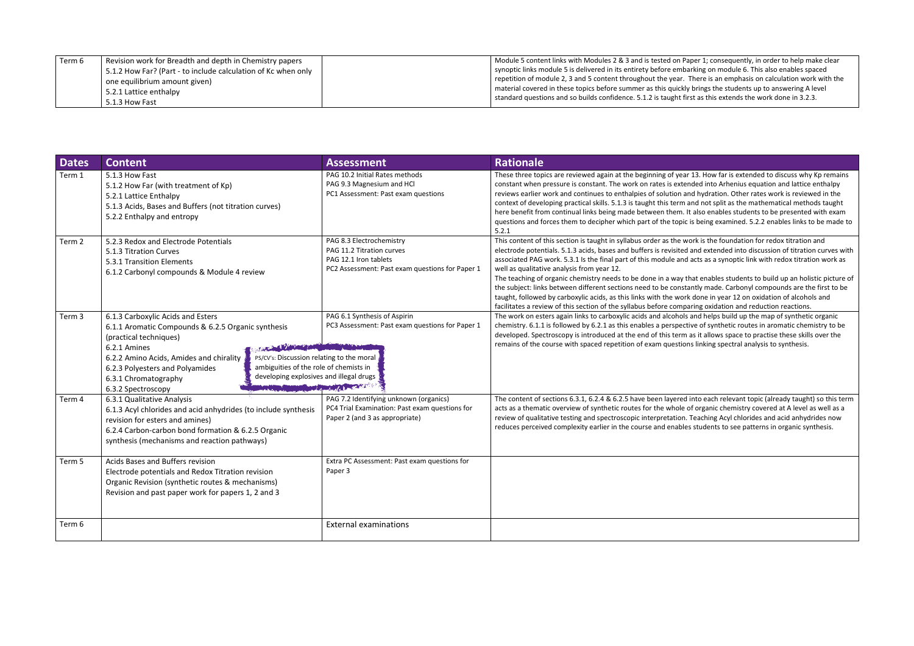| | | | |
|---|---|---|---|
| Term 6 | Revision work for Breadth and depth in Chemistry papers<br>5.1.2 How Far? (Part - to include calculation of Kc when only one equilibrium amount given)<br>5.2.1 Lattice enthalpy<br>5.1.3 How Fast | | Module 5 content links with Modules 2 & 3 and is tested on Paper 1; consequently, in order to help make clear synoptic links module 5 is delivered in its entirety before embarking on module 6. This also enables spaced repetition of module 2, 3 and 5 content throughout the year. There is an emphasis on calculation work with the material covered in these topics before summer as this quickly brings the students up to answering A level standard questions and so builds confidence. 5.1.2 is taught first as this extends the work done in 3.2.3. |

| Dates | Content | Assessment | Rationale |
|---|---|---|---|
| Term 1 | 5.1.3 How Fast<br>5.1.2 How Far (with treatment of Kp)<br>5.2.1 Lattice Enthalpy<br>5.1.3 Acids, Bases and Buffers (not titration curves)<br>5.2.2 Enthalpy and entropy | PAG 10.2 Initial Rates methods<br>PAG 9.3 Magnesium and HCl<br>PC1 Assessment: Past exam questions | These three topics are reviewed again at the beginning of year 13. How far is extended to discuss why Kp remains constant when pressure is constant. The work on rates is extended into Arhenius equation and lattice enthalpy reviews earlier work and continues to enthalpies of solution and hydration. Other rates work is reviewed in the context of developing practical skills. 5.1.3 is taught this term and not split as the mathematical methods taught here benefit from continual links being made between them. It also enables students to be presented with exam questions and forces them to decipher which part of the topic is being examined. 5.2.2 enables links to be made to 5.2.1 |
| Term 2 | 5.2.3 Redox and Electrode Potentials<br>5.1.3 Titration Curves<br>5.3.1 Transition Elements<br>6.1.2 Carbonyl compounds & Module 4 review | PAG 8.3 Electrochemistry<br>PAG 11.2 Titration curves<br>PAG 12.1 Iron tablets<br>PC2 Assessment: Past exam questions for Paper 1 | This content of this section is taught in syllabus order as the work is the foundation for redox titration and electrode potentials. 5.1.3 acids, bases and buffers is revisited and extended into discussion of titration curves with associated PAG work. 5.3.1 Is the final part of this module and acts as a synoptic link with redox titration work as well as qualitative analysis from year 12.<br>The teaching of organic chemistry needs to be done in a way that enables students to build up an holistic picture of the subject: links between different sections need to be constantly made. Carbonyl compounds are the first to be taught, followed by carboxylic acids, as this links with the work done in year 12 on oxidation of alcohols and facilitates a review of this section of the syllabus before comparing oxidation and reduction reactions. |
| Term 3 | 6.1.3 Carboxylic Acids and Esters<br>6.1.1 Aromatic Compounds & 6.2.5 Organic synthesis (practical techniques)<br>6.2.1 Amines<br>6.2.2 Amino Acids, Amides and chirality<br>6.2.3 Polyesters and Polyamides<br>6.3.1 Chromatography<br>6.3.2 Spectroscopy<br>PS/CV's: Discussion relating to the moral ambiguities of the role of chemists in developing explosives and illegal drugs | PAG 6.1 Synthesis of Aspirin<br>PC3 Assessment: Past exam questions for Paper 1 | The work on esters again links to carboxylic acids and alcohols and helps build up the map of synthetic organic chemistry. 6.1.1 is followed by 6.2.1 as this enables a perspective of synthetic routes in aromatic chemistry to be developed. Spectroscopy is introduced at the end of this term as it allows space to practise these skills over the remains of the course with spaced repetition of exam questions linking spectral analysis to synthesis. |
| Term 4 | 6.3.1 Qualitative Analysis<br>6.1.3 Acyl chlorides and acid anhydrides (to include synthesis revision for esters and amines)<br>6.2.4 Carbon-carbon bond formation & 6.2.5 Organic synthesis (mechanisms and reaction pathways) | PAG 7.2 Identifying unknown (organics)<br>PC4 Trial Examination: Past exam questions for Paper 2 (and 3 as appropriate) | The content of sections 6.3.1, 6.2.4 & 6.2.5 have been layered into each relevant topic (already taught) so this term acts as a thematic overview of synthetic routes for the whole of organic chemistry covered at A level as well as a review of qualitative testing and spectroscopic interpretation. Teaching Acyl chlorides and acid anhydrides now reduces perceived complexity earlier in the course and enables students to see patterns in organic synthesis. |
| Term 5 | Acids Bases and Buffers revision<br>Electrode potentials and Redox Titration revision<br>Organic Revision (synthetic routes & mechanisms)<br>Revision and past paper work for papers 1, 2 and 3 | Extra PC Assessment: Past exam questions for Paper 3 | |
| Term 6 | | External examinations | |